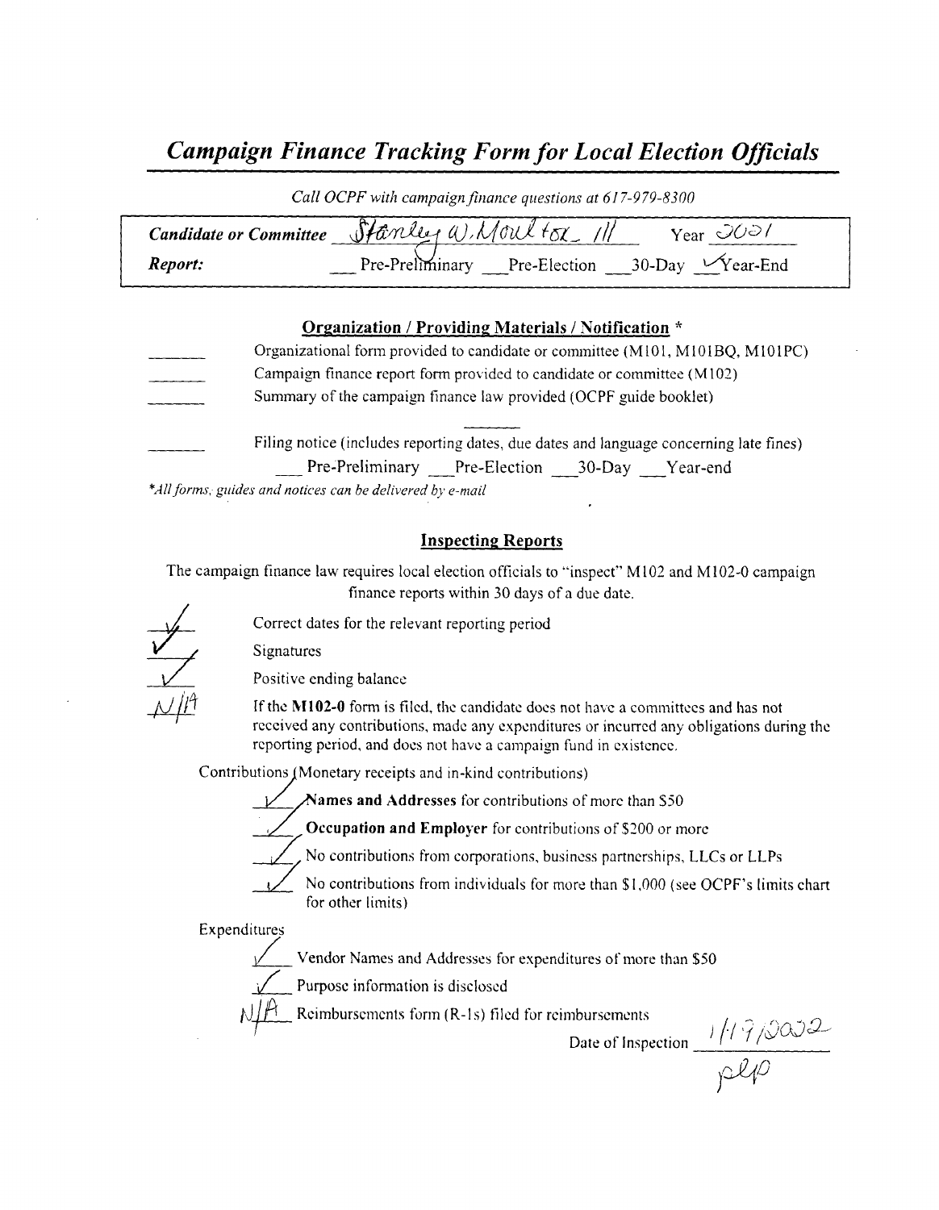# *Campaign Finance Tracking Form for Local Election Officials*

*Call OCPF with campaign finance questions at 617-979-8300*

**Candidate or Committee** Stanley W. Moulton III  Year 2001

**Report:** ___ Pre-Preliminary ___ Pre-Election ___ 30-Day ✓ Year-End

## Organization / Providing Materials / Notification *

_____ Organizational form provided to candidate or committee (M101, M101BQ, M101PC)

_____ Campaign finance report form provided to candidate or committee (M102)

_____ Summary of the campaign finance law provided (OCPF guide booklet)

_____ Filing notice (includes reporting dates, due dates and language concerning late fines)
___ Pre-Preliminary ___ Pre-Election ___ 30-Day ___ Year-end

*All forms, guides and notices can be delivered by e-mail*

## Inspecting Reports

The campaign finance law requires local election officials to "inspect" M102 and M102-0 campaign finance reports within 30 days of a due date.

✓ Correct dates for the relevant reporting period

✓ Signatures

✓ Positive ending balance

N/A If the **M102-0** form is filed, the candidate does not have a committees and has not received any contributions, made any expenditures or incurred any obligations during the reporting period, and does not have a campaign fund in existence.

Contributions (Monetary receipts and in-kind contributions)

✓ **Names and Addresses** for contributions of more than $50

✓ **Occupation and Employer** for contributions of $200 or more

✓ No contributions from corporations, business partnerships, LLCs or LLPs

✓ No contributions from individuals for more than $1,000 (see OCPF's limits chart for other limits)

Expenditures

✓ Vendor Names and Addresses for expenditures of more than $50

✓ Purpose information is disclosed

N/A Reimbursements form (R-1s) filed for reimbursements

Date of Inspection 1/17/2002

plp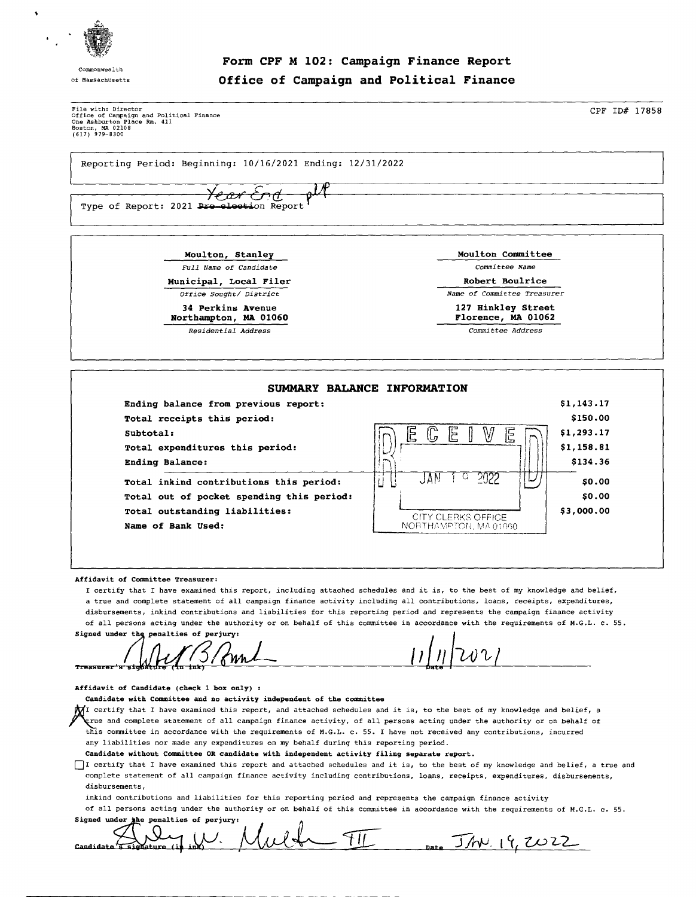Commonwealth of Massachusetts

# Form CPF M 102: Campaign Finance Report

## Office of Campaign and Political Finance

File with: Director
Office of Campaign and Political Finance
One Ashburton Place Rm. 411
Boston, MA 02108
(617) 979-8300

CPF ID# 17858

Reporting Period: Beginning: 10/16/2021 Ending: 12/31/2022

Type of Report: 2021 ~~Pre-election~~ Year End ptf Report

| | |
|---|---|
| **Moulton, Stanley** | **Moulton Committee** |
| *Full Name of Candidate* | *Committee Name* |
| **Municipal, Local Filer** | **Robert Boulrice** |
| *Office Sought/ District* | *Name of Committee Treasurer* |
| **34 Perkins Avenue Northampton, MA 01060** | **127 Hinkley Street Florence, MA 01062** |
| *Residential Address* | *Committee Address* |

### SUMMARY BALANCE INFORMATION

| | |
|---|---|
| **Ending balance from previous report:** | $1,143.17 |
| **Total receipts this period:** | $150.00 |
| **Subtotal:** | $1,293.17 |
| **Total expenditures this period:** | $1,158.81 |
| **Ending Balance:** | $134.36 |
| **Total inkind contributions this period:** | $0.00 |
| **Total out of pocket spending this period:** | $0.00 |
| **Total outstanding liabilities:** | $3,000.00 |
| **Name of Bank Used:** | |

RECEIVED JAN 19 2022 CITY CLERKS OFFICE NORTHAMPTON, MA 01060

**Affidavit of Committee Treasurer:**

I certify that I have examined this report, including attached schedules and it is, to the best of my knowledge and belief, a true and complete statement of all campaign finance activity including all contributions, loans, receipts, expenditures, disbursements, inkind contributions and liabilities for this reporting period and represents the campaign finance activity of all persons acting under the authority or on behalf of this committee in accordance with the requirements of M.G.L. c. 55.

**Signed under the penalties of perjury:**

Treasurer's signature (in ink) [signature] Date 11/11/2021

**Affidavit of Candidate (check 1 box only) :**

**Candidate with Committee and no activity independent of the committee**

[X] I certify that I have examined this report, and attached schedules and it is, to the best of my knowledge and belief, a true and complete statement of all campaign finance activity, of all persons acting under the authority or on behalf of this committee in accordance with the requirements of M.G.L. c. 55. I have not received any contributions, incurred any liabilities nor made any expenditures on my behalf during this reporting period.

**Candidate without Committee OR candidate with independent activity filing separate report.**

[ ] I certify that I have examined this report and attached schedules and it is, to the best of my knowledge and belief, a true and complete statement of all campaign finance activity including contributions, loans, receipts, expenditures, disbursements, inkind contributions and liabilities for this reporting period and represents the campaign finance activity of all persons acting under the authority or on behalf of this committee in accordance with the requirements of M.G.L. c. 55.

**Signed under the penalties of perjury:**

Candidate's signature (in ink) [signature] Date JAN. 19, 2022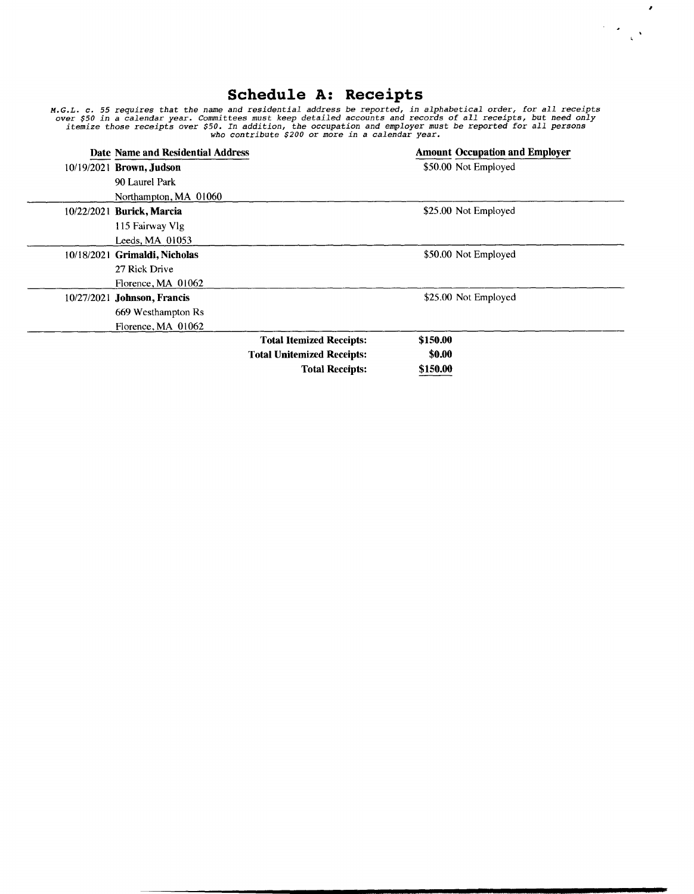# Schedule A: Receipts

*M.G.L. c. 55 requires that the name and residential address be reported, in alphabetical order, for all receipts over $50 in a calendar year. Committees must keep detailed accounts and records of all receipts, but need only itemize those receipts over $50. In addition, the occupation and employer must be reported for all persons who contribute $200 or more in a calendar year.*

| Date | Name and Residential Address | Amount | Occupation and Employer |
|---|---|---|---|
| 10/19/2021 | **Brown, Judson**<br>90 Laurel Park<br>Northampton, MA 01060 | $50.00 | Not Employed |
| 10/22/2021 | **Burick, Marcia**<br>115 Fairway Vlg<br>Leeds, MA 01053 | $25.00 | Not Employed |
| 10/18/2021 | **Grimaldi, Nicholas**<br>27 Rick Drive<br>Florence, MA 01062 | $50.00 | Not Employed |
| 10/27/2021 | **Johnson, Francis**<br>669 Westhampton Rs<br>Florence, MA 01062 | $25.00 | Not Employed |

| | |
|---|---|
| **Total Itemized Receipts:** | **$150.00** |
| **Total Unitemized Receipts:** | **$0.00** |
| **Total Receipts:** | **$150.00** |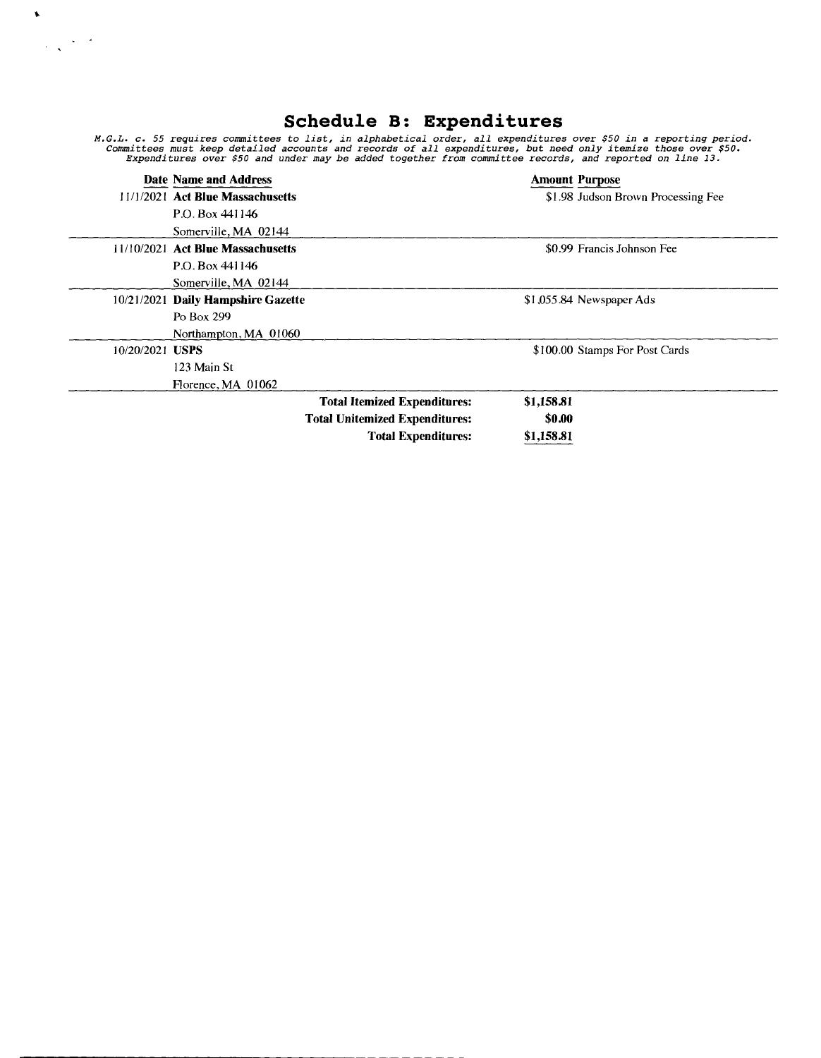# Schedule B: Expenditures

*M.G.L. c. 55 requires committees to list, in alphabetical order, all expenditures over $50 in a reporting period. Committees must keep detailed accounts and records of all expenditures, but need only itemize those over $50. Expenditures over $50 and under may be added together from committee records, and reported on line 13.*

| Date | Name and Address | Amount | Purpose |
| --- | --- | --- | --- |
| 11/1/2021 | **Act Blue Massachusetts**<br>P.O. Box 441146<br>Somerville, MA 02144 | $1.98 | Judson Brown Processing Fee |
| 11/10/2021 | **Act Blue Massachusetts**<br>P.O. Box 441146<br>Somerville, MA 02144 | $0.99 | Francis Johnson Fee |
| 10/21/2021 | **Daily Hampshire Gazette**<br>Po Box 299<br>Northampton, MA 01060 | $1,055.84 | Newspaper Ads |
| 10/20/2021 | **USPS**<br>123 Main St<br>Florence, MA 01062 | $100.00 | Stamps For Post Cards |

| | |
| --- | --- |
| **Total Itemized Expenditures:** | **$1,158.81** |
| **Total Unitemized Expenditures:** | **$0.00** |
| **Total Expenditures:** | **$1,158.81** |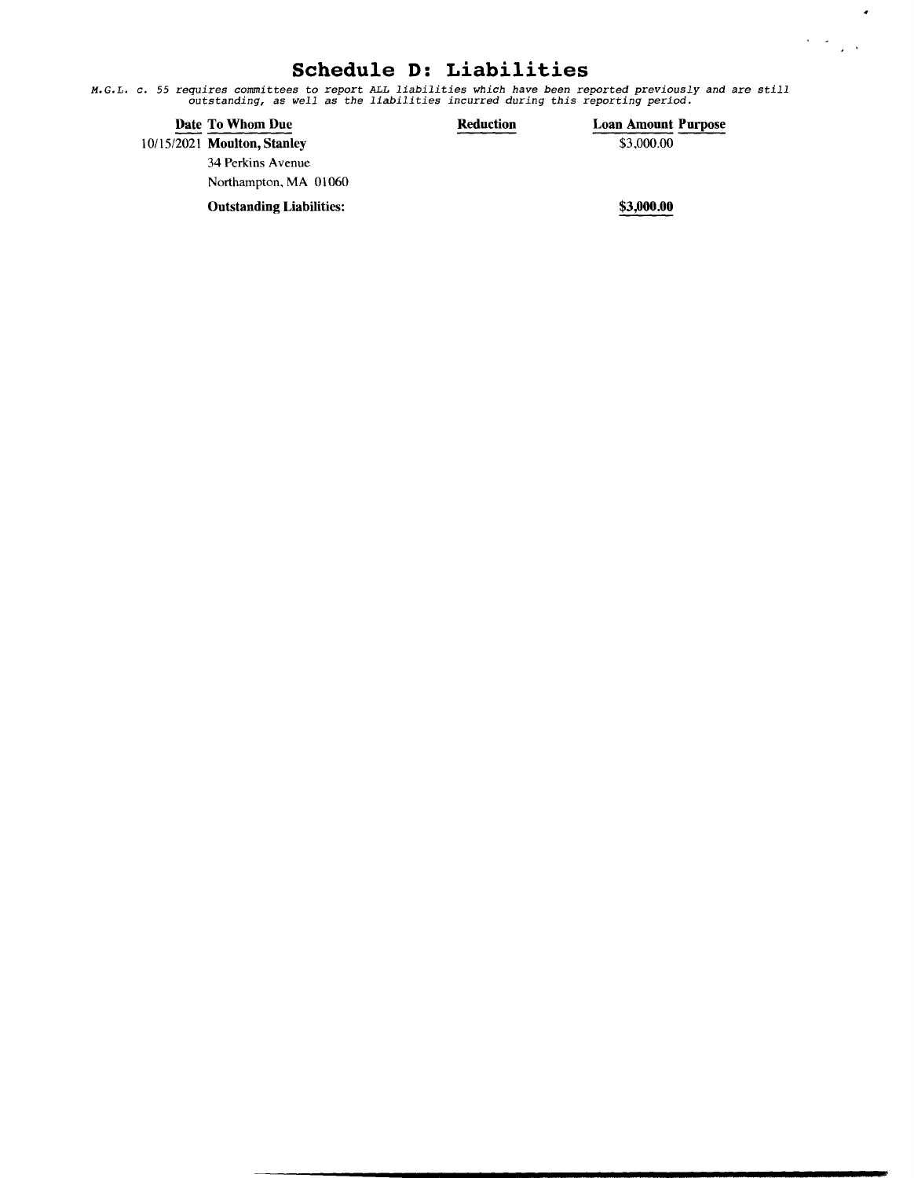# Schedule D: Liabilities

*M.G.L. c. 55 requires committees to report ALL liabilities which have been reported previously and are still outstanding, as well as the liabilities incurred during this reporting period.*

| Date | To Whom Due | Reduction | Loan Amount | Purpose |
|---|---|---|---|---|
| 10/15/2021 | **Moulton, Stanley**<br>34 Perkins Avenue<br>Northampton, MA 01060 | | $3,000.00 | |
| | **Outstanding Liabilities:** | | **$3,000.00** | |